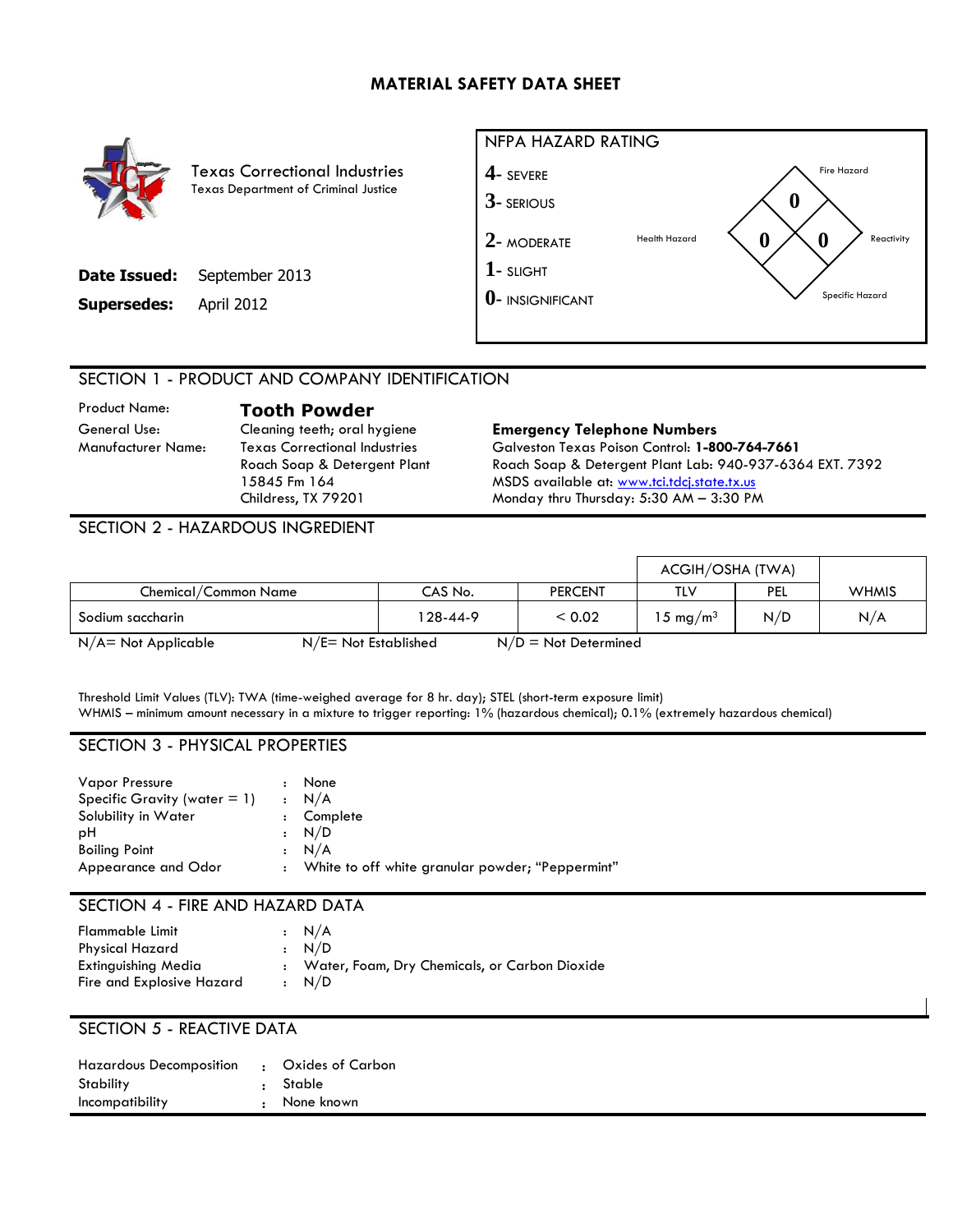# MATERIAL SAFETY DATA SHEET

Texas Correctional Industries
Texas Department of Criminal Justice

**Date Issued:** September 2013

**Supersedes:** April 2012

NFPA HAZARD RATING

4- SEVERE
3- SERIOUS
2- MODERATE
1- SLIGHT
0- INSIGNIFICANT

| Hazard | Rating |
|---|---|
| Fire Hazard | 0 |
| Health Hazard | 0 |
| Reactivity | 0 |
| Specific Hazard | |

## SECTION 1 - PRODUCT AND COMPANY IDENTIFICATION

Product Name: **Tooth Powder**

General Use: Cleaning teeth; oral hygiene

Manufacturer Name: Texas Correctional Industries
Roach Soap & Detergent Plant
15845 Fm 164
Childress, TX 79201

**Emergency Telephone Numbers**

Galveston Texas Poison Control: **1-800-764-7661**
Roach Soap & Detergent Plant Lab: 940-937-6364 EXT. 7392
MSDS available at: www.tci.tdcj.state.tx.us
Monday thru Thursday: 5:30 AM – 3:30 PM

## SECTION 2 - HAZARDOUS INGREDIENT

| Chemical/Common Name | CAS No. | PERCENT | ACGIH/OSHA (TWA) TLV | ACGIH/OSHA (TWA) PEL | WHMIS |
|---|---|---|---|---|---|
| Sodium saccharin | 128-44-9 | < 0.02 | 15 $mg/m^3$ | N/D | N/A |

N/A= Not Applicable N/E= Not Established N/D = Not Determined

Threshold Limit Values (TLV): TWA (time-weighed average for 8 hr. day); STEL (short-term exposure limit)
WHMIS – minimum amount necessary in a mixture to trigger reporting: 1% (hazardous chemical); 0.1% (extremely hazardous chemical)

## SECTION 3 - PHYSICAL PROPERTIES

Vapor Pressure : None
Specific Gravity (water = 1) : N/A
Solubility in Water : Complete
pH : N/D
Boiling Point : N/A
Appearance and Odor : White to off white granular powder; "Peppermint"

## SECTION 4 - FIRE AND HAZARD DATA

Flammable Limit : N/A
Physical Hazard : N/D
Extinguishing Media : Water, Foam, Dry Chemicals, or Carbon Dioxide
Fire and Explosive Hazard : N/D

## SECTION 5 - REACTIVE DATA

Hazardous Decomposition : Oxides of Carbon
Stability : Stable
Incompatibility : None known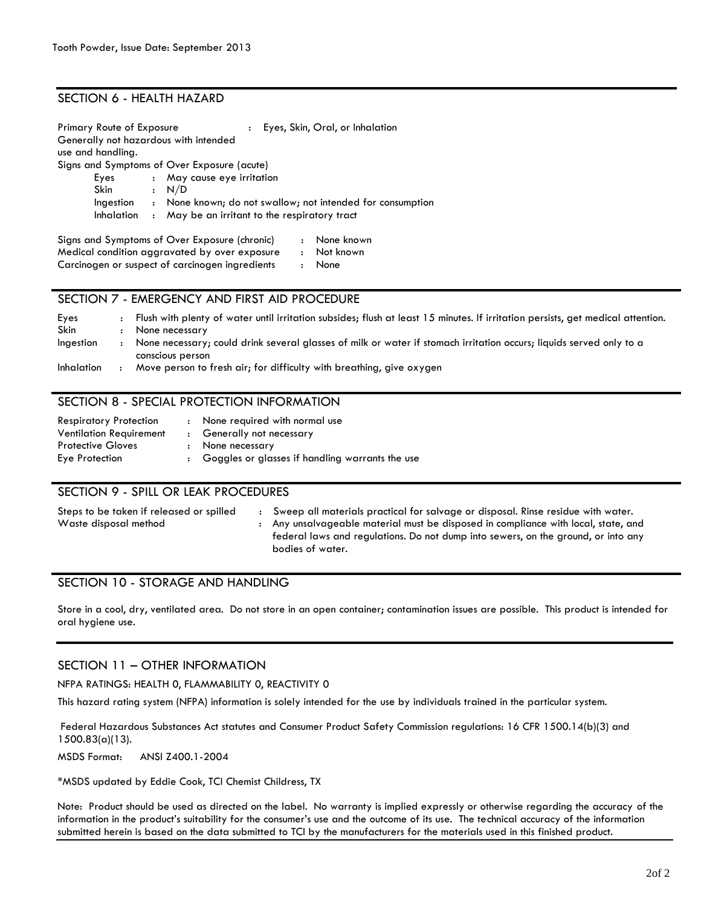## SECTION 6 - HEALTH HAZARD

Primary Route of Exposure : Eyes, Skin, Oral, or Inhalation
Generally not hazardous with intended use and handling.

Signs and Symptoms of Over Exposure (acute)

| | | |
|---|---|---|
| Eyes | : | May cause eye irritation |
| Skin | : | N/D |
| Ingestion | : | None known; do not swallow; not intended for consumption |
| Inhalation | : | May be an irritant to the respiratory tract |

| | | |
|---|---|---|
| Signs and Symptoms of Over Exposure (chronic) | : | None known |
| Medical condition aggravated by over exposure | : | Not known |
| Carcinogen or suspect of carcinogen ingredients | : | None |

## SECTION 7 - EMERGENCY AND FIRST AID PROCEDURE

| | | |
|---|---|---|
| Eyes | : | Flush with plenty of water until irritation subsides; flush at least 15 minutes. If irritation persists, get medical attention. |
| Skin | : | None necessary |
| Ingestion | : | None necessary; could drink several glasses of milk or water if stomach irritation occurs; liquids served only to a conscious person |
| Inhalation | : | Move person to fresh air; for difficulty with breathing, give oxygen |

## SECTION 8 - SPECIAL PROTECTION INFORMATION

| | | |
|---|---|---|
| Respiratory Protection | : | None required with normal use |
| Ventilation Requirement | : | Generally not necessary |
| Protective Gloves | : | None necessary |
| Eye Protection | : | Goggles or glasses if handling warrants the use |

## SECTION 9 - SPILL OR LEAK PROCEDURES

| | | |
|---|---|---|
| Steps to be taken if released or spilled | : | Sweep all materials practical for salvage or disposal. Rinse residue with water. |
| Waste disposal method | : | Any unsalvageable material must be disposed in compliance with local, state, and federal laws and regulations. Do not dump into sewers, on the ground, or into any bodies of water. |

## SECTION 10 - STORAGE AND HANDLING

Store in a cool, dry, ventilated area. Do not store in an open container; contamination issues are possible. This product is intended for oral hygiene use.

## SECTION 11 – OTHER INFORMATION

NFPA RATINGS: HEALTH 0, FLAMMABILITY 0, REACTIVITY 0

This hazard rating system (NFPA) information is solely intended for the use by individuals trained in the particular system.

Federal Hazardous Substances Act statutes and Consumer Product Safety Commission regulations: 16 CFR 1500.14(b)(3) and 1500.83(a)(13).

MSDS Format: ANSI Z400.1-2004

*MSDS updated by Eddie Cook, TCI Chemist Childress, TX

Note: Product should be used as directed on the label. No warranty is implied expressly or otherwise regarding the accuracy of the information in the product's suitability for the consumer's use and the outcome of its use. The technical accuracy of the information submitted herein is based on the data submitted to TCI by the manufacturers for the materials used in this finished product.